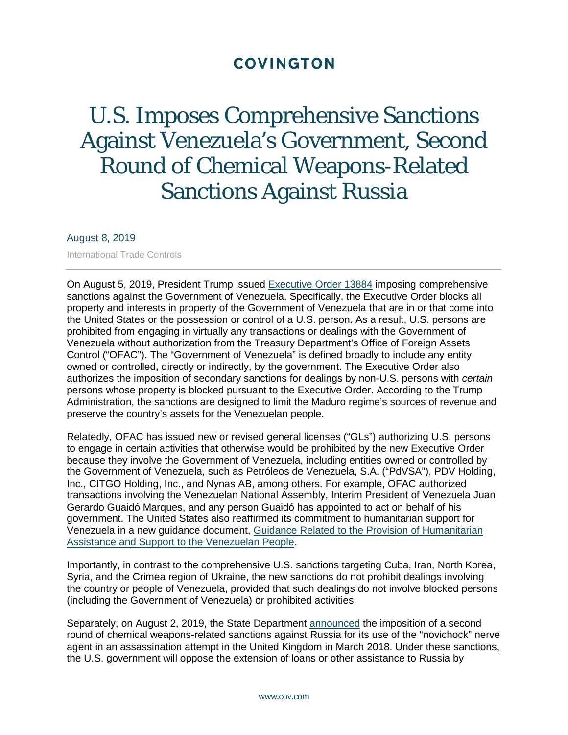COVINGTON

# U.S. Imposes Comprehensive Sanctions Against Venezuela's Government, Second Round of Chemical Weapons-Related Sanctions Against Russia

August 8, 2019

International Trade Controls

---

On August 5, 2019, President Trump issued Executive Order 13884 imposing comprehensive sanctions against the Government of Venezuela. Specifically, the Executive Order blocks all property and interests in property of the Government of Venezuela that are in or that come into the United States or the possession or control of a U.S. person. As a result, U.S. persons are prohibited from engaging in virtually any transactions or dealings with the Government of Venezuela without authorization from the Treasury Department's Office of Foreign Assets Control ("OFAC"). The "Government of Venezuela" is defined broadly to include any entity owned or controlled, directly or indirectly, by the government. The Executive Order also authorizes the imposition of secondary sanctions for dealings by non-U.S. persons with *certain* persons whose property is blocked pursuant to the Executive Order. According to the Trump Administration, the sanctions are designed to limit the Maduro regime's sources of revenue and preserve the country's assets for the Venezuelan people.

Relatedly, OFAC has issued new or revised general licenses ("GLs") authorizing U.S. persons to engage in certain activities that otherwise would be prohibited by the new Executive Order because they involve the Government of Venezuela, including entities owned or controlled by the Government of Venezuela, such as Petróleos de Venezuela, S.A. ("PdVSA"), PDV Holding, Inc., CITGO Holding, Inc., and Nynas AB, among others. For example, OFAC authorized transactions involving the Venezuelan National Assembly, Interim President of Venezuela Juan Gerardo Guaidó Marques, and any person Guaidó has appointed to act on behalf of his government. The United States also reaffirmed its commitment to humanitarian support for Venezuela in a new guidance document, Guidance Related to the Provision of Humanitarian Assistance and Support to the Venezuelan People.

Importantly, in contrast to the comprehensive U.S. sanctions targeting Cuba, Iran, North Korea, Syria, and the Crimea region of Ukraine, the new sanctions do not prohibit dealings involving the country or people of Venezuela, provided that such dealings do not involve blocked persons (including the Government of Venezuela) or prohibited activities.

Separately, on August 2, 2019, the State Department announced the imposition of a second round of chemical weapons-related sanctions against Russia for its use of the "novichock" nerve agent in an assassination attempt in the United Kingdom in March 2018. Under these sanctions, the U.S. government will oppose the extension of loans or other assistance to Russia by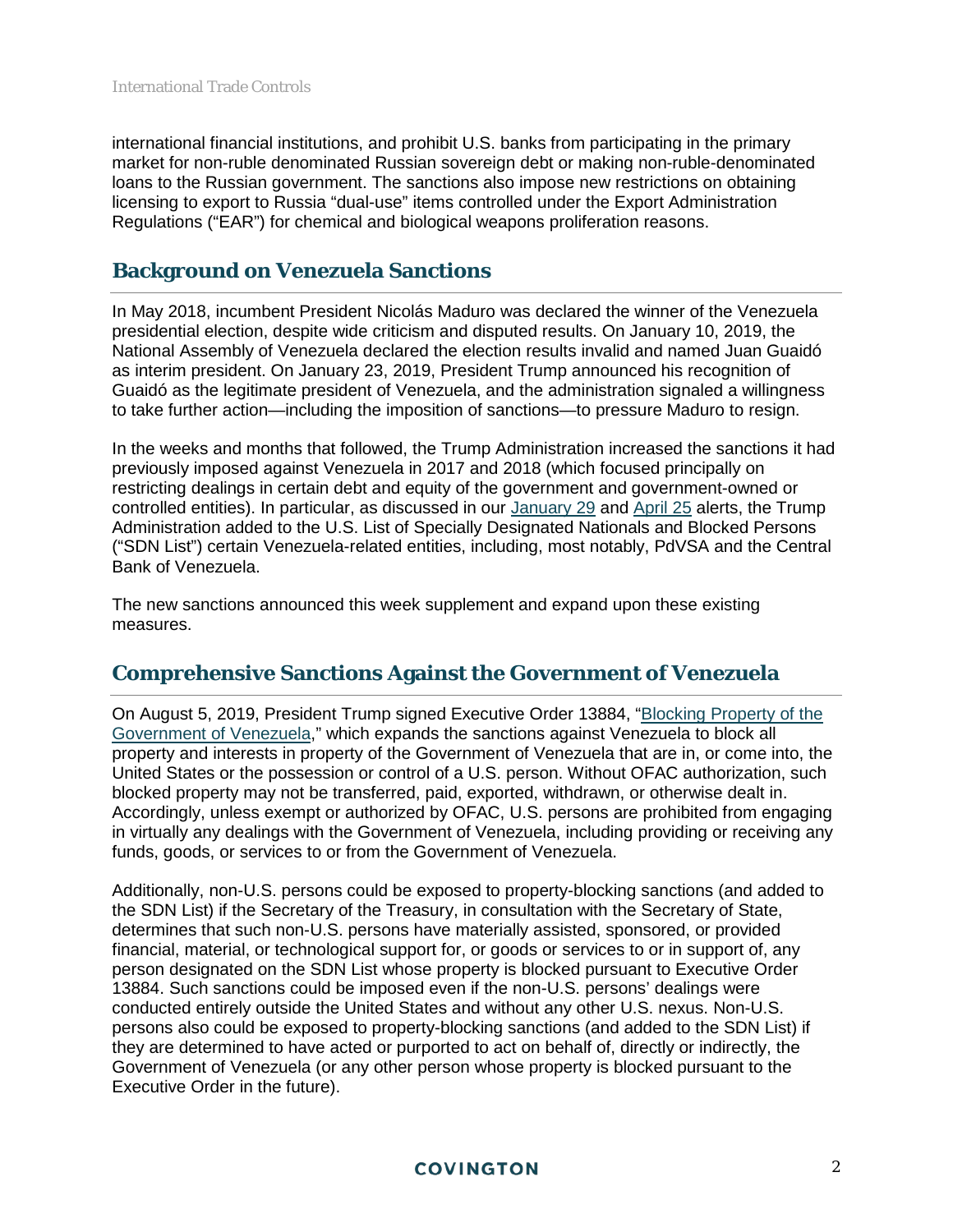international financial institutions, and prohibit U.S. banks from participating in the primary market for non-ruble denominated Russian sovereign debt or making non-ruble-denominated loans to the Russian government. The sanctions also impose new restrictions on obtaining licensing to export to Russia "dual-use" items controlled under the Export Administration Regulations ("EAR") for chemical and biological weapons proliferation reasons.

## Background on Venezuela Sanctions

In May 2018, incumbent President Nicolás Maduro was declared the winner of the Venezuela presidential election, despite wide criticism and disputed results. On January 10, 2019, the National Assembly of Venezuela declared the election results invalid and named Juan Guaidó as interim president. On January 23, 2019, President Trump announced his recognition of Guaidó as the legitimate president of Venezuela, and the administration signaled a willingness to take further action—including the imposition of sanctions—to pressure Maduro to resign.

In the weeks and months that followed, the Trump Administration increased the sanctions it had previously imposed against Venezuela in 2017 and 2018 (which focused principally on restricting dealings in certain debt and equity of the government and government-owned or controlled entities). In particular, as discussed in our January 29 and April 25 alerts, the Trump Administration added to the U.S. List of Specially Designated Nationals and Blocked Persons ("SDN List") certain Venezuela-related entities, including, most notably, PdVSA and the Central Bank of Venezuela.

The new sanctions announced this week supplement and expand upon these existing measures.

## Comprehensive Sanctions Against the Government of Venezuela

On August 5, 2019, President Trump signed Executive Order 13884, "Blocking Property of the Government of Venezuela," which expands the sanctions against Venezuela to block all property and interests in property of the Government of Venezuela that are in, or come into, the United States or the possession or control of a U.S. person. Without OFAC authorization, such blocked property may not be transferred, paid, exported, withdrawn, or otherwise dealt in. Accordingly, unless exempt or authorized by OFAC, U.S. persons are prohibited from engaging in virtually any dealings with the Government of Venezuela, including providing or receiving any funds, goods, or services to or from the Government of Venezuela.

Additionally, non-U.S. persons could be exposed to property-blocking sanctions (and added to the SDN List) if the Secretary of the Treasury, in consultation with the Secretary of State, determines that such non-U.S. persons have materially assisted, sponsored, or provided financial, material, or technological support for, or goods or services to or in support of, any person designated on the SDN List whose property is blocked pursuant to Executive Order 13884. Such sanctions could be imposed even if the non-U.S. persons' dealings were conducted entirely outside the United States and without any other U.S. nexus. Non-U.S. persons also could be exposed to property-blocking sanctions (and added to the SDN List) if they are determined to have acted or purported to act on behalf of, directly or indirectly, the Government of Venezuela (or any other person whose property is blocked pursuant to the Executive Order in the future).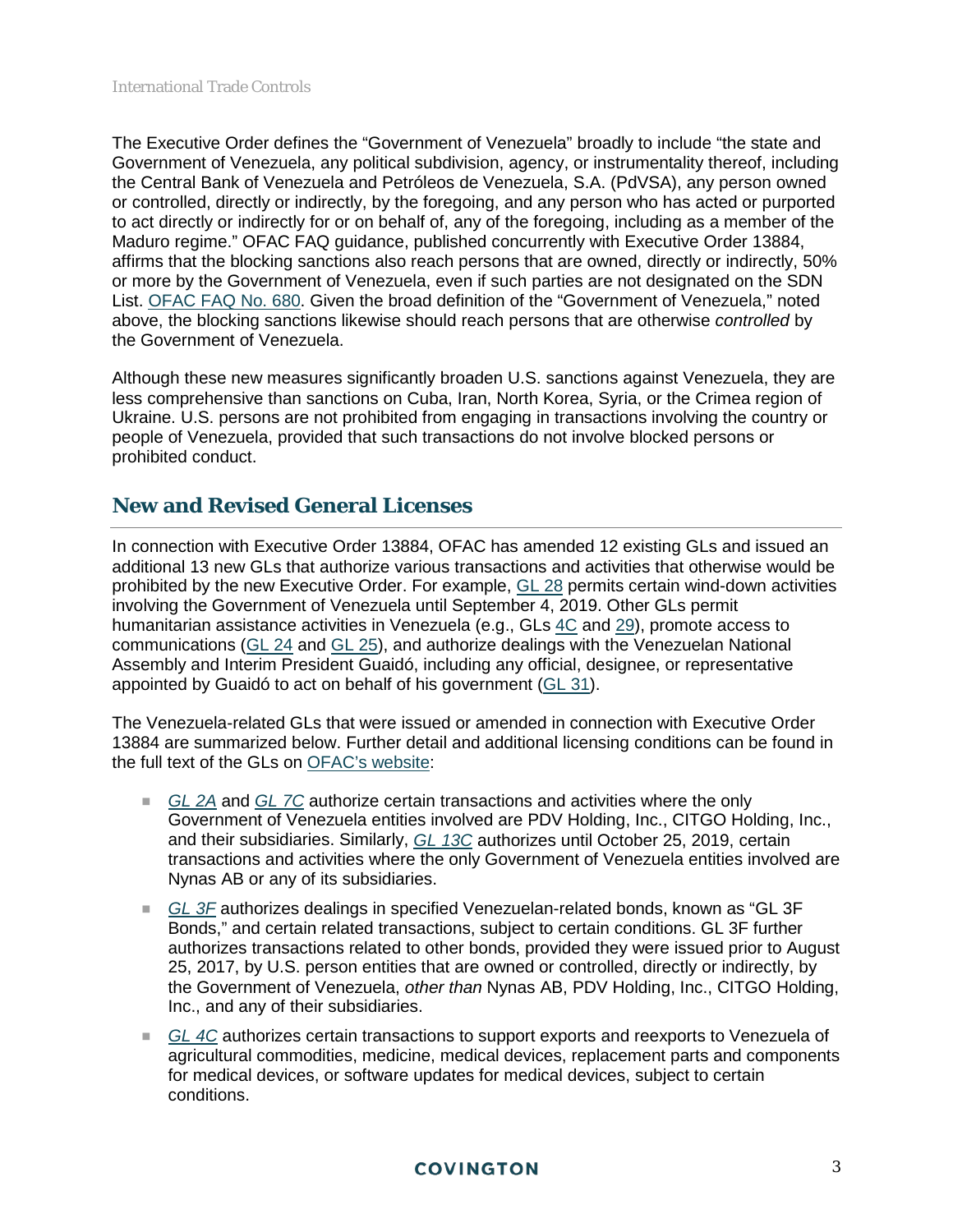The Executive Order defines the "Government of Venezuela" broadly to include "the state and Government of Venezuela, any political subdivision, agency, or instrumentality thereof, including the Central Bank of Venezuela and Petróleos de Venezuela, S.A. (PdVSA), any person owned or controlled, directly or indirectly, by the foregoing, and any person who has acted or purported to act directly or indirectly for or on behalf of, any of the foregoing, including as a member of the Maduro regime." OFAC FAQ guidance, published concurrently with Executive Order 13884, affirms that the blocking sanctions also reach persons that are owned, directly or indirectly, 50% or more by the Government of Venezuela, even if such parties are not designated on the SDN List. [OFAC FAQ No. 680](). Given the broad definition of the "Government of Venezuela," noted above, the blocking sanctions likewise should reach persons that are otherwise *controlled* by the Government of Venezuela.

Although these new measures significantly broaden U.S. sanctions against Venezuela, they are less comprehensive than sanctions on Cuba, Iran, North Korea, Syria, or the Crimea region of Ukraine. U.S. persons are not prohibited from engaging in transactions involving the country or people of Venezuela, provided that such transactions do not involve blocked persons or prohibited conduct.

## New and Revised General Licenses

In connection with Executive Order 13884, OFAC has amended 12 existing GLs and issued an additional 13 new GLs that authorize various transactions and activities that otherwise would be prohibited by the new Executive Order. For example, GL 28 permits certain wind-down activities involving the Government of Venezuela until September 4, 2019. Other GLs permit humanitarian assistance activities in Venezuela (e.g., GLs 4C and 29), promote access to communications (GL 24 and GL 25), and authorize dealings with the Venezuelan National Assembly and Interim President Guaidó, including any official, designee, or representative appointed by Guaidó to act on behalf of his government (GL 31).

The Venezuela-related GLs that were issued or amended in connection with Executive Order 13884 are summarized below. Further detail and additional licensing conditions can be found in the full text of the GLs on OFAC's website:

- *GL 2A* and *GL 7C* authorize certain transactions and activities where the only Government of Venezuela entities involved are PDV Holding, Inc., CITGO Holding, Inc., and their subsidiaries. Similarly, *GL 13C* authorizes until October 25, 2019, certain transactions and activities where the only Government of Venezuela entities involved are Nynas AB or any of its subsidiaries.
- *GL 3F* authorizes dealings in specified Venezuelan-related bonds, known as "GL 3F Bonds," and certain related transactions, subject to certain conditions. GL 3F further authorizes transactions related to other bonds, provided they were issued prior to August 25, 2017, by U.S. person entities that are owned or controlled, directly or indirectly, by the Government of Venezuela, *other than* Nynas AB, PDV Holding, Inc., CITGO Holding, Inc., and any of their subsidiaries.
- *GL 4C* authorizes certain transactions to support exports and reexports to Venezuela of agricultural commodities, medicine, medical devices, replacement parts and components for medical devices, or software updates for medical devices, subject to certain conditions.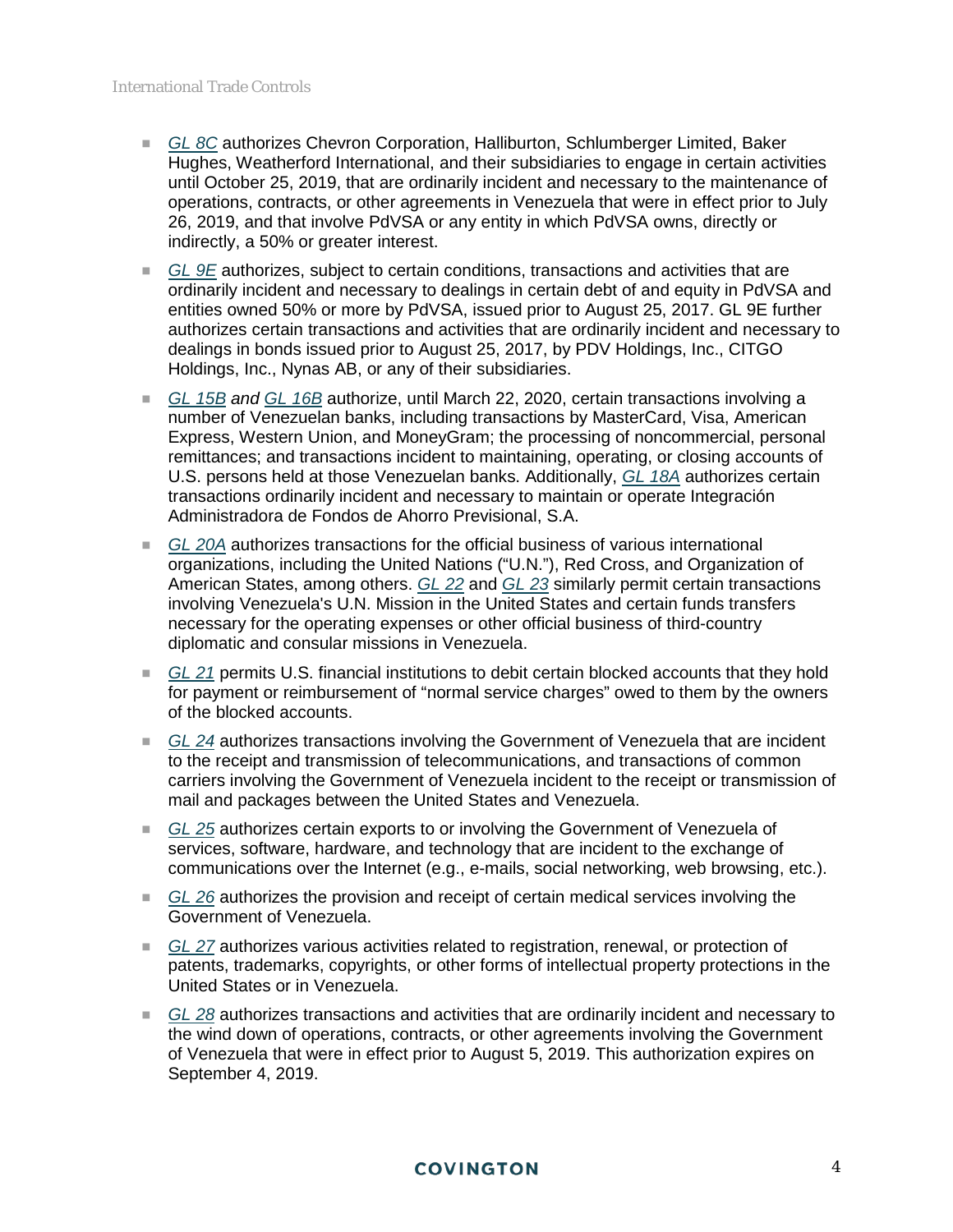- *GL 8C* authorizes Chevron Corporation, Halliburton, Schlumberger Limited, Baker Hughes, Weatherford International, and their subsidiaries to engage in certain activities until October 25, 2019, that are ordinarily incident and necessary to the maintenance of operations, contracts, or other agreements in Venezuela that were in effect prior to July 26, 2019, and that involve PdVSA or any entity in which PdVSA owns, directly or indirectly, a 50% or greater interest.
- *GL 9E* authorizes, subject to certain conditions, transactions and activities that are ordinarily incident and necessary to dealings in certain debt of and equity in PdVSA and entities owned 50% or more by PdVSA, issued prior to August 25, 2017. GL 9E further authorizes certain transactions and activities that are ordinarily incident and necessary to dealings in bonds issued prior to August 25, 2017, by PDV Holdings, Inc., CITGO Holdings, Inc., Nynas AB, or any of their subsidiaries.
- *GL 15B and GL 16B* authorize, until March 22, 2020, certain transactions involving a number of Venezuelan banks, including transactions by MasterCard, Visa, American Express, Western Union, and MoneyGram; the processing of noncommercial, personal remittances; and transactions incident to maintaining, operating, or closing accounts of U.S. persons held at those Venezuelan banks. Additionally, *GL 18A* authorizes certain transactions ordinarily incident and necessary to maintain or operate Integración Administradora de Fondos de Ahorro Previsional, S.A.
- *GL 20A* authorizes transactions for the official business of various international organizations, including the United Nations ("U.N."), Red Cross, and Organization of American States, among others. *GL 22* and *GL 23* similarly permit certain transactions involving Venezuela's U.N. Mission in the United States and certain funds transfers necessary for the operating expenses or other official business of third-country diplomatic and consular missions in Venezuela.
- *GL 21* permits U.S. financial institutions to debit certain blocked accounts that they hold for payment or reimbursement of "normal service charges" owed to them by the owners of the blocked accounts.
- *GL 24* authorizes transactions involving the Government of Venezuela that are incident to the receipt and transmission of telecommunications, and transactions of common carriers involving the Government of Venezuela incident to the receipt or transmission of mail and packages between the United States and Venezuela.
- *GL 25* authorizes certain exports to or involving the Government of Venezuela of services, software, hardware, and technology that are incident to the exchange of communications over the Internet (e.g., e-mails, social networking, web browsing, etc.).
- *GL 26* authorizes the provision and receipt of certain medical services involving the Government of Venezuela.
- *GL 27* authorizes various activities related to registration, renewal, or protection of patents, trademarks, copyrights, or other forms of intellectual property protections in the United States or in Venezuela.
- *GL 28* authorizes transactions and activities that are ordinarily incident and necessary to the wind down of operations, contracts, or other agreements involving the Government of Venezuela that were in effect prior to August 5, 2019. This authorization expires on September 4, 2019.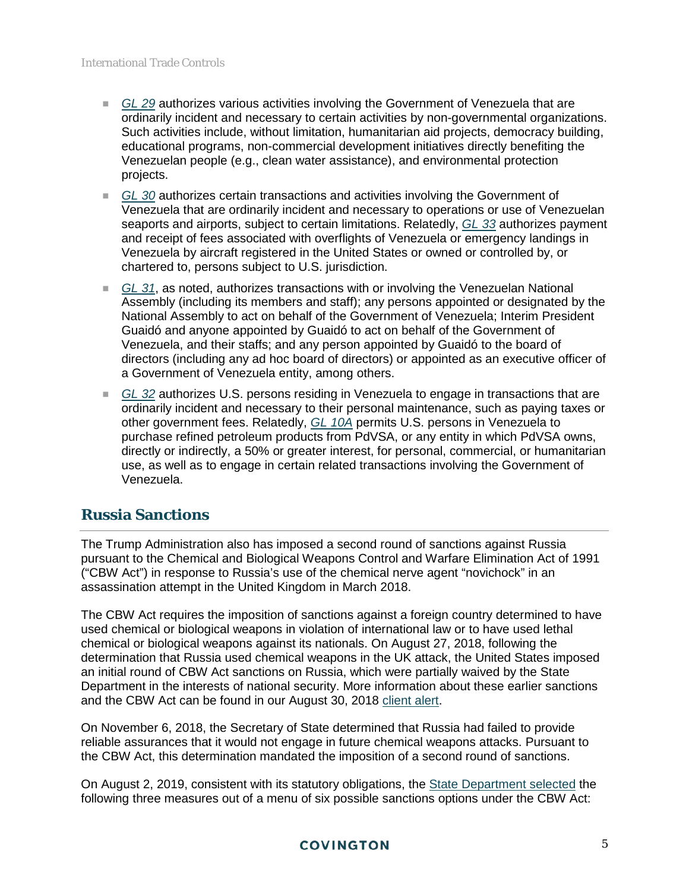- *GL 29* authorizes various activities involving the Government of Venezuela that are ordinarily incident and necessary to certain activities by non-governmental organizations. Such activities include, without limitation, humanitarian aid projects, democracy building, educational programs, non-commercial development initiatives directly benefiting the Venezuelan people (e.g., clean water assistance), and environmental protection projects.
- *GL 30* authorizes certain transactions and activities involving the Government of Venezuela that are ordinarily incident and necessary to operations or use of Venezuelan seaports and airports, subject to certain limitations. Relatedly, *GL 33* authorizes payment and receipt of fees associated with overflights of Venezuela or emergency landings in Venezuela by aircraft registered in the United States or owned or controlled by, or chartered to, persons subject to U.S. jurisdiction.
- *GL 31*, as noted, authorizes transactions with or involving the Venezuelan National Assembly (including its members and staff); any persons appointed or designated by the National Assembly to act on behalf of the Government of Venezuela; Interim President Guaidó and anyone appointed by Guaidó to act on behalf of the Government of Venezuela, and their staffs; and any person appointed by Guaidó to the board of directors (including any ad hoc board of directors) or appointed as an executive officer of a Government of Venezuela entity, among others.
- *GL 32* authorizes U.S. persons residing in Venezuela to engage in transactions that are ordinarily incident and necessary to their personal maintenance, such as paying taxes or other government fees. Relatedly, *GL 10A* permits U.S. persons in Venezuela to purchase refined petroleum products from PdVSA, or any entity in which PdVSA owns, directly or indirectly, a 50% or greater interest, for personal, commercial, or humanitarian use, as well as to engage in certain related transactions involving the Government of Venezuela.

## Russia Sanctions

The Trump Administration also has imposed a second round of sanctions against Russia pursuant to the Chemical and Biological Weapons Control and Warfare Elimination Act of 1991 ("CBW Act") in response to Russia's use of the chemical nerve agent "novichock" in an assassination attempt in the United Kingdom in March 2018.

The CBW Act requires the imposition of sanctions against a foreign country determined to have used chemical or biological weapons in violation of international law or to have used lethal chemical or biological weapons against its nationals. On August 27, 2018, following the determination that Russia used chemical weapons in the UK attack, the United States imposed an initial round of CBW Act sanctions on Russia, which were partially waived by the State Department in the interests of national security. More information about these earlier sanctions and the CBW Act can be found in our August 30, 2018 client alert.

On November 6, 2018, the Secretary of State determined that Russia had failed to provide reliable assurances that it would not engage in future chemical weapons attacks. Pursuant to the CBW Act, this determination mandated the imposition of a second round of sanctions.

On August 2, 2019, consistent with its statutory obligations, the State Department selected the following three measures out of a menu of six possible sanctions options under the CBW Act: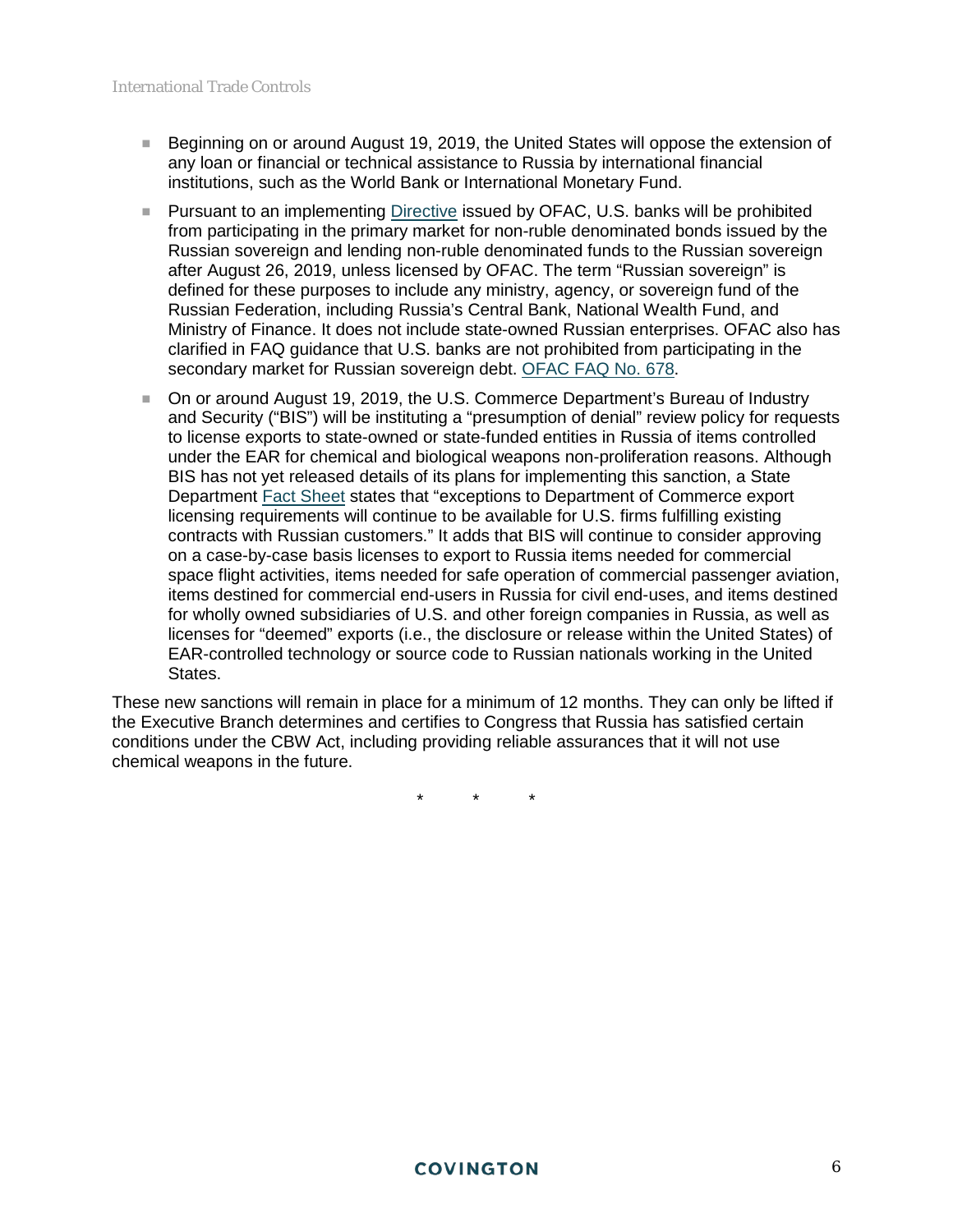- Beginning on or around August 19, 2019, the United States will oppose the extension of any loan or financial or technical assistance to Russia by international financial institutions, such as the World Bank or International Monetary Fund.
- Pursuant to an implementing Directive issued by OFAC, U.S. banks will be prohibited from participating in the primary market for non-ruble denominated bonds issued by the Russian sovereign and lending non-ruble denominated funds to the Russian sovereign after August 26, 2019, unless licensed by OFAC. The term "Russian sovereign" is defined for these purposes to include any ministry, agency, or sovereign fund of the Russian Federation, including Russia's Central Bank, National Wealth Fund, and Ministry of Finance. It does not include state-owned Russian enterprises. OFAC also has clarified in FAQ guidance that U.S. banks are not prohibited from participating in the secondary market for Russian sovereign debt. OFAC FAQ No. 678.
- On or around August 19, 2019, the U.S. Commerce Department's Bureau of Industry and Security ("BIS") will be instituting a "presumption of denial" review policy for requests to license exports to state-owned or state-funded entities in Russia of items controlled under the EAR for chemical and biological weapons non-proliferation reasons. Although BIS has not yet released details of its plans for implementing this sanction, a State Department Fact Sheet states that "exceptions to Department of Commerce export licensing requirements will continue to be available for U.S. firms fulfilling existing contracts with Russian customers." It adds that BIS will continue to consider approving on a case-by-case basis licenses to export to Russia items needed for commercial space flight activities, items needed for safe operation of commercial passenger aviation, items destined for commercial end-users in Russia for civil end-uses, and items destined for wholly owned subsidiaries of U.S. and other foreign companies in Russia, as well as licenses for "deemed" exports (i.e., the disclosure or release within the United States) of EAR-controlled technology or source code to Russian nationals working in the United States.

These new sanctions will remain in place for a minimum of 12 months. They can only be lifted if the Executive Branch determines and certifies to Congress that Russia has satisfied certain conditions under the CBW Act, including providing reliable assurances that it will not use chemical weapons in the future.

\* \* \*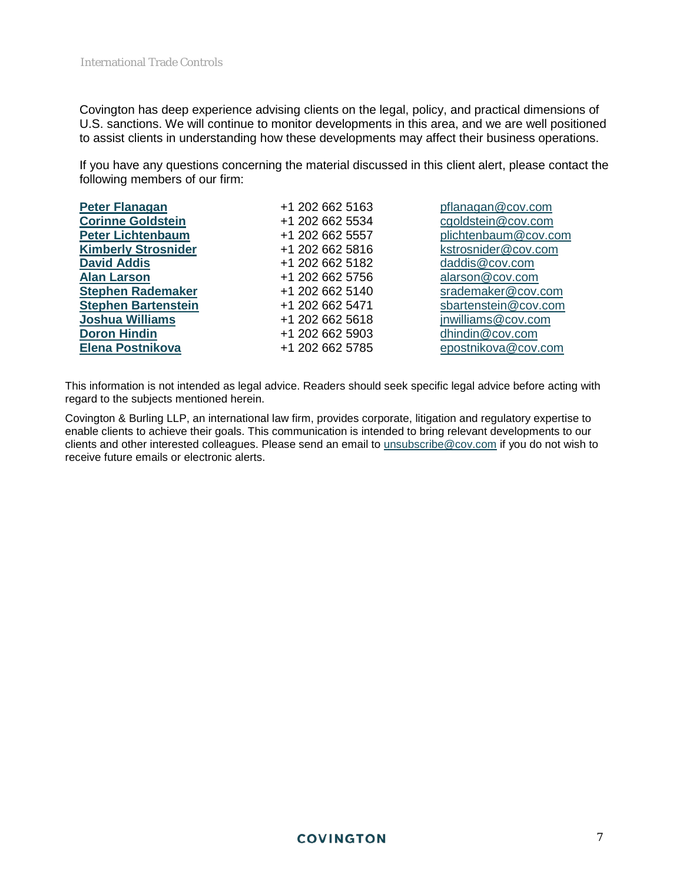Covington has deep experience advising clients on the legal, policy, and practical dimensions of U.S. sanctions. We will continue to monitor developments in this area, and we are well positioned to assist clients in understanding how these developments may affect their business operations.

If you have any questions concerning the material discussed in this client alert, please contact the following members of our firm:

| | | |
|---|---|---|
| **Peter Flanagan** | +1 202 662 5163 | pflanagan@cov.com |
| **Corinne Goldstein** | +1 202 662 5534 | cgoldstein@cov.com |
| **Peter Lichtenbaum** | +1 202 662 5557 | plichtenbaum@cov.com |
| **Kimberly Strosnider** | +1 202 662 5816 | kstrosnider@cov.com |
| **David Addis** | +1 202 662 5182 | daddis@cov.com |
| **Alan Larson** | +1 202 662 5756 | alarson@cov.com |
| **Stephen Rademaker** | +1 202 662 5140 | srademaker@cov.com |
| **Stephen Bartenstein** | +1 202 662 5471 | sbartenstein@cov.com |
| **Joshua Williams** | +1 202 662 5618 | jnwilliams@cov.com |
| **Doron Hindin** | +1 202 662 5903 | dhindin@cov.com |
| **Elena Postnikova** | +1 202 662 5785 | epostnikova@cov.com |

This information is not intended as legal advice. Readers should seek specific legal advice before acting with regard to the subjects mentioned herein.

Covington & Burling LLP, an international law firm, provides corporate, litigation and regulatory expertise to enable clients to achieve their goals. This communication is intended to bring relevant developments to our clients and other interested colleagues. Please send an email to unsubscribe@cov.com if you do not wish to receive future emails or electronic alerts.